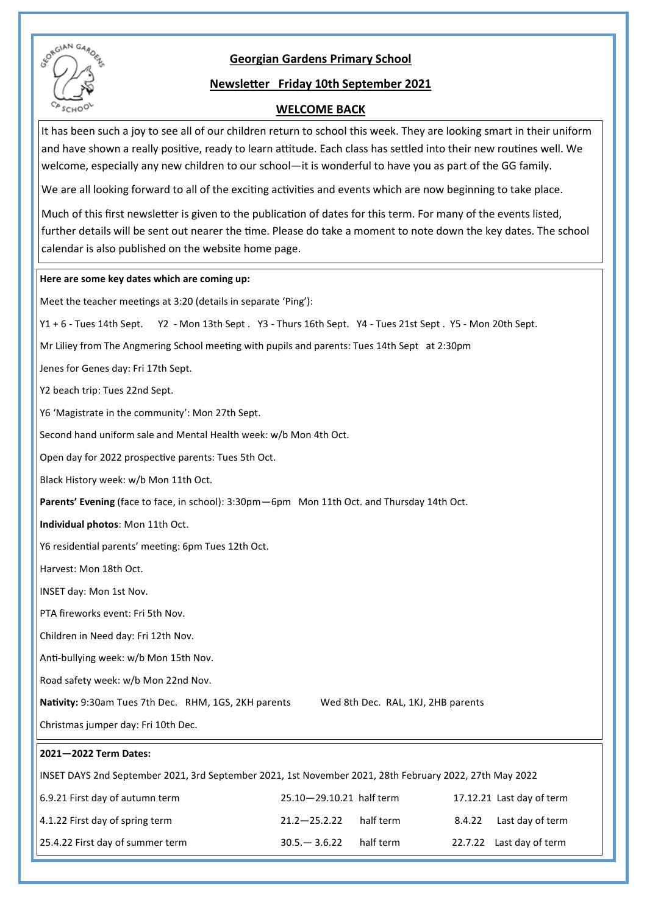# Georgian Gardens Primary School

## Newsletter Friday 10th September 2021

## WELCOME BACK

It has been such a joy to see all of our children return to school this week. They are looking smart in their uniform and have shown a really positive, ready to learn attitude. Each class has settled into their new routines well. We welcome, especially any new children to our school—it is wonderful to have you as part of the GG family.

We are all looking forward to all of the exciting activities and events which are now beginning to take place.

Much of this first newsletter is given to the publication of dates for this term. For many of the events listed, further details will be sent out nearer the time. Please do take a moment to note down the key dates. The school calendar is also published on the website home page.

**Here are some key dates which are coming up:**

Meet the teacher meetings at 3:20 (details in separate 'Ping'):

Y1 + 6 - Tues 14th Sept. Y2 - Mon 13th Sept . Y3 - Thurs 16th Sept. Y4 - Tues 21st Sept . Y5 - Mon 20th Sept.

Mr Liliey from The Angmering School meeting with pupils and parents: Tues 14th Sept at 2:30pm

Jenes for Genes day: Fri 17th Sept.

Y2 beach trip: Tues 22nd Sept.

Y6 'Magistrate in the community': Mon 27th Sept.

Second hand uniform sale and Mental Health week: w/b Mon 4th Oct.

Open day for 2022 prospective parents: Tues 5th Oct.

Black History week: w/b Mon 11th Oct.

**Parents' Evening** (face to face, in school): 3:30pm—6pm Mon 11th Oct. and Thursday 14th Oct.

**Individual photos**: Mon 11th Oct.

Y6 residential parents' meeting: 6pm Tues 12th Oct.

Harvest: Mon 18th Oct.

INSET day: Mon 1st Nov.

PTA fireworks event: Fri 5th Nov.

Children in Need day: Fri 12th Nov.

Anti-bullying week: w/b Mon 15th Nov.

Road safety week: w/b Mon 22nd Nov.

**Nativity:** 9:30am Tues 7th Dec. RHM, 1GS, 2KH parents Wed 8th Dec. RAL, 1KJ, 2HB parents

Christmas jumper day: Fri 10th Dec.

**2021—2022 Term Dates:**

INSET DAYS 2nd September 2021, 3rd September 2021, 1st November 2021, 28th February 2022, 27th May 2022

| | | |
|---|---|---|
| 6.9.21 First day of autumn term | 25.10—29.10.21 half term | 17.12.21 Last day of term |
| 4.1.22 First day of spring term | 21.2—25.2.22 half term | 8.4.22 Last day of term |
| 25.4.22 First day of summer term | 30.5.— 3.6.22 half term | 22.7.22 Last day of term |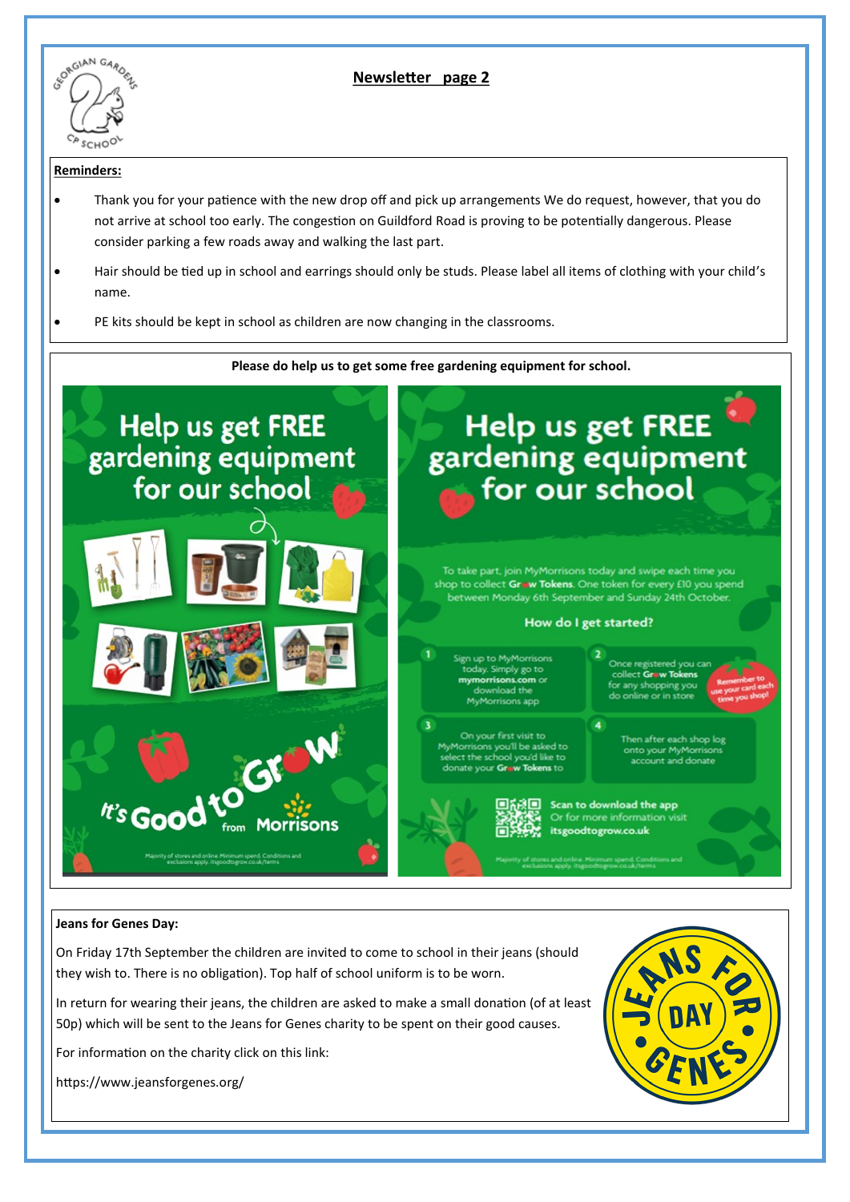## Newsletter page 2

**Reminders:**

- Thank you for your patience with the new drop off and pick up arrangements We do request, however, that you do not arrive at school too early. The congestion on Guildford Road is proving to be potentially dangerous. Please consider parking a few roads away and walking the last part.
- Hair should be tied up in school and earrings should only be studs. Please label all items of clothing with your child's name.
- PE kits should be kept in school as children are now changing in the classrooms.

**Please do help us to get some free gardening equipment for school.**

Help us get FREE gardening equipment for our school

It's Good to Grow from Morrisons

Majority of stores and online. Minimum spend. Conditions and exclusions apply. itsgoodtogrow.co.uk/terms

Help us get FREE gardening equipment for our school

To take part, join MyMorrisons today and swipe each time you shop to collect Grow Tokens. One token for every £10 you spend between Monday 6th September and Sunday 24th October.

How do I get started?

1. Sign up to MyMorrisons today. Simply go to mymorrisons.com or download the MyMorrisons app
2. Once registered you can collect Grow Tokens for any shopping you do online or in store

Remember to use your card each time you shop!

3. On your first visit to MyMorrisons you'll be asked to select the school you'd like to donate your Grow Tokens to
4. Then after each shop log onto your MyMorrisons account and donate

Scan to download the app
Or for more information visit
itsgoodtogrow.co.uk

Majority of stores and online. Minimum spend. Conditions and exclusions apply. itsgoodtogrow.co.uk/terms

**Jeans for Genes Day:**

On Friday 17th September the children are invited to come to school in their jeans (should they wish to. There is no obligation). Top half of school uniform is to be worn.

In return for wearing their jeans, the children are asked to make a small donation (of at least 50p) which will be sent to the Jeans for Genes charity to be spent on their good causes.

For information on the charity click on this link:

https://www.jeansforgenes.org/

JEANS FOR GENES DAY